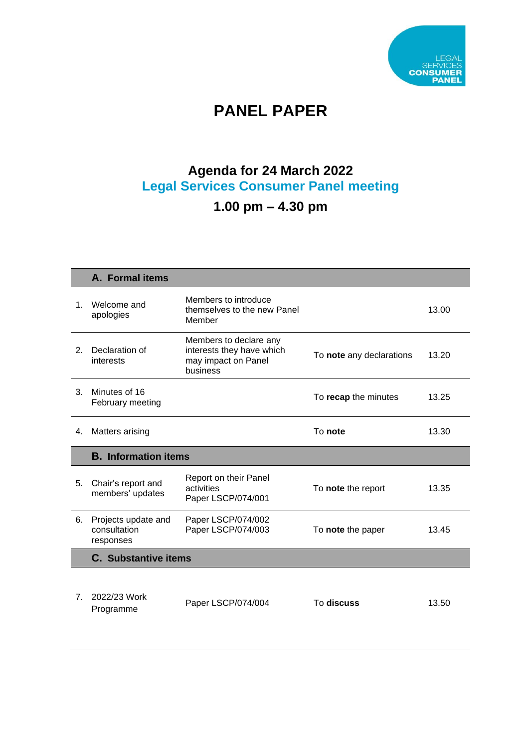LEGAL SERVICES **CONSUMER PANEL**

# PANEL PAPER

## Agenda for 24 March 2022
## Legal Services Consumer Panel meeting
## 1.00 pm – 4.30 pm

| | **A. Formal items** | | | |
|---|---|---|---|---|
| 1. | Welcome and apologies | Members to introduce themselves to the new Panel Member | | 13.00 |
| 2. | Declaration of interests | Members to declare any interests they have which may impact on Panel business | To **note** any declarations | 13.20 |
| 3. | Minutes of 16 February meeting | | To **recap** the minutes | 13.25 |
| 4. | Matters arising | | To **note** | 13.30 |
| | **B. Information items** | | | |
| 5. | Chair's report and members' updates | Report on their Panel activities Paper LSCP/074/001 | To **note** the report | 13.35 |
| 6. | Projects update and consultation responses | Paper LSCP/074/002 Paper LSCP/074/003 | To **note** the paper | 13.45 |
| | **C. Substantive items** | | | |
| 7. | 2022/23 Work Programme | Paper LSCP/074/004 | To **discuss** | 13.50 |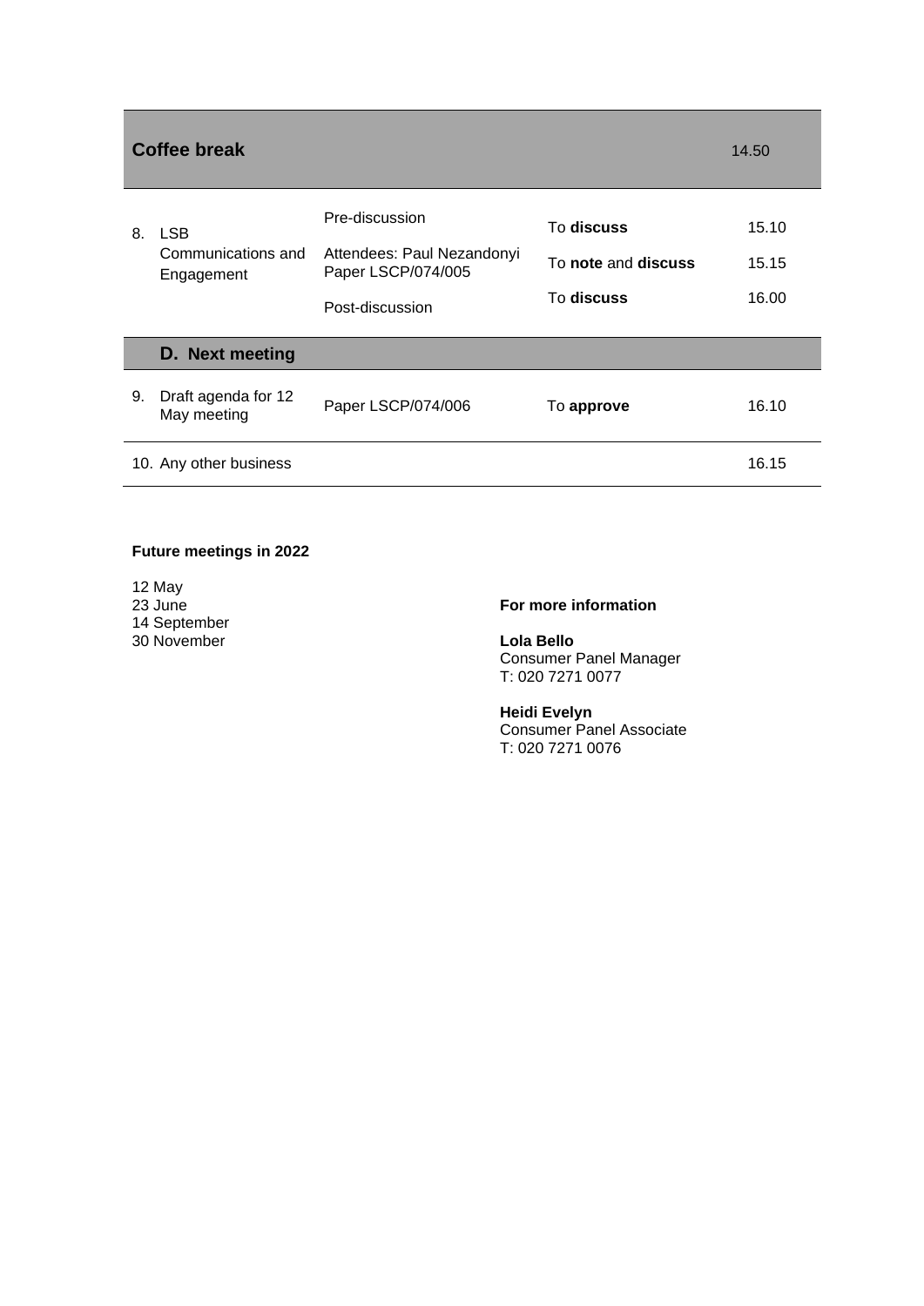| | | | | |
|---|---|---|---|---|
| **Coffee break** | | | | 14.50 |
| 8. | LSB Communications and Engagement | Pre-discussion | To **discuss** | 15.10 |
| | | Attendees: Paul Nezandonyi Paper LSCP/074/005 | To **note** and **discuss** | 15.15 |
| | | Post-discussion | To **discuss** | 16.00 |
| | **D. Next meeting** | | | |
| 9. | Draft agenda for 12 May meeting | Paper LSCP/074/006 | To **approve** | 16.10 |
| 10. | Any other business | | | 16.15 |

**Future meetings in 2022**

12 May
23 June
14 September
30 November

**For more information**

**Lola Bello**
Consumer Panel Manager
T: 020 7271 0077

**Heidi Evelyn**
Consumer Panel Associate
T: 020 7271 0076